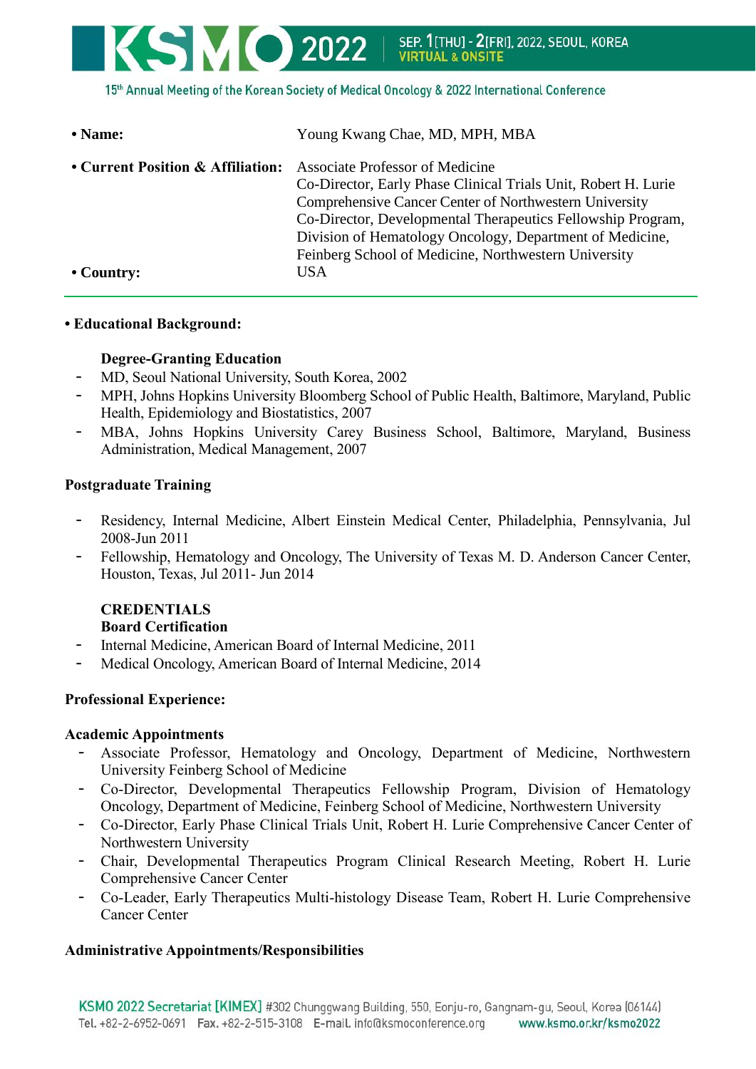- **Name:** Young Kwang Chae, MD, MPH, MBA
- **Current Position & Affiliation:** Associate Professor of Medicine
  Co-Director, Early Phase Clinical Trials Unit, Robert H. Lurie Comprehensive Cancer Center of Northwestern University
  Co-Director, Developmental Therapeutics Fellowship Program, Division of Hematology Oncology, Department of Medicine, Feinberg School of Medicine, Northwestern University
- **Country:** USA

---

- **Educational Background:**

**Degree-Granting Education**

- MD, Seoul National University, South Korea, 2002
- MPH, Johns Hopkins University Bloomberg School of Public Health, Baltimore, Maryland, Public Health, Epidemiology and Biostatistics, 2007
- MBA, Johns Hopkins University Carey Business School, Baltimore, Maryland, Business Administration, Medical Management, 2007

**Postgraduate Training**

- Residency, Internal Medicine, Albert Einstein Medical Center, Philadelphia, Pennsylvania, Jul 2008-Jun 2011
- Fellowship, Hematology and Oncology, The University of Texas M. D. Anderson Cancer Center, Houston, Texas, Jul 2011- Jun 2014

**CREDENTIALS**

**Board Certification**

- Internal Medicine, American Board of Internal Medicine, 2011
- Medical Oncology, American Board of Internal Medicine, 2014

**Professional Experience:**

**Academic Appointments**

- Associate Professor, Hematology and Oncology, Department of Medicine, Northwestern University Feinberg School of Medicine
- Co-Director, Developmental Therapeutics Fellowship Program, Division of Hematology Oncology, Department of Medicine, Feinberg School of Medicine, Northwestern University
- Co-Director, Early Phase Clinical Trials Unit, Robert H. Lurie Comprehensive Cancer Center of Northwestern University
- Chair, Developmental Therapeutics Program Clinical Research Meeting, Robert H. Lurie Comprehensive Cancer Center
- Co-Leader, Early Therapeutics Multi-histology Disease Team, Robert H. Lurie Comprehensive Cancer Center

**Administrative Appointments/Responsibilities**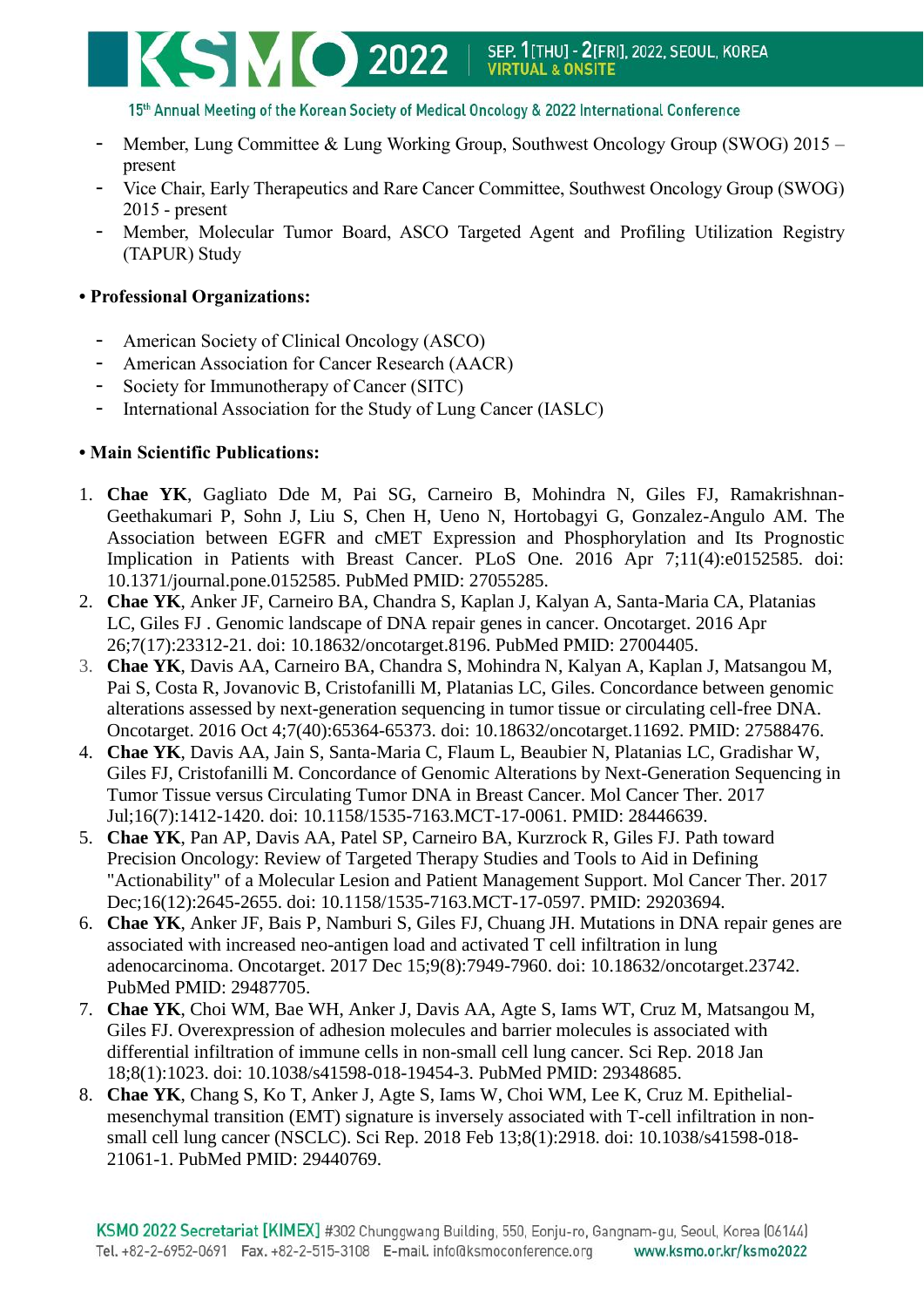- Member, Lung Committee & Lung Working Group, Southwest Oncology Group (SWOG) 2015 – present
- Vice Chair, Early Therapeutics and Rare Cancer Committee, Southwest Oncology Group (SWOG) 2015 - present
- Member, Molecular Tumor Board, ASCO Targeted Agent and Profiling Utilization Registry (TAPUR) Study

**• Professional Organizations:**

- American Society of Clinical Oncology (ASCO)
- American Association for Cancer Research (AACR)
- Society for Immunotherapy of Cancer (SITC)
- International Association for the Study of Lung Cancer (IASLC)

**• Main Scientific Publications:**

1. **Chae YK**, Gagliato Dde M, Pai SG, Carneiro B, Mohindra N, Giles FJ, Ramakrishnan-Geethakumari P, Sohn J, Liu S, Chen H, Ueno N, Hortobagyi G, Gonzalez-Angulo AM. The Association between EGFR and cMET Expression and Phosphorylation and Its Prognostic Implication in Patients with Breast Cancer. PLoS One. 2016 Apr 7;11(4):e0152585. doi: 10.1371/journal.pone.0152585. PubMed PMID: 27055285.
2. **Chae YK**, Anker JF, Carneiro BA, Chandra S, Kaplan J, Kalyan A, Santa-Maria CA, Platanias LC, Giles FJ . Genomic landscape of DNA repair genes in cancer. Oncotarget. 2016 Apr 26;7(17):23312-21. doi: 10.18632/oncotarget.8196. PubMed PMID: 27004405.
3. **Chae YK**, Davis AA, Carneiro BA, Chandra S, Mohindra N, Kalyan A, Kaplan J, Matsangou M, Pai S, Costa R, Jovanovic B, Cristofanilli M, Platanias LC, Giles. Concordance between genomic alterations assessed by next-generation sequencing in tumor tissue or circulating cell-free DNA. Oncotarget. 2016 Oct 4;7(40):65364-65373. doi: 10.18632/oncotarget.11692. PMID: 27588476.
4. **Chae YK**, Davis AA, Jain S, Santa-Maria C, Flaum L, Beaubier N, Platanias LC, Gradishar W, Giles FJ, Cristofanilli M. Concordance of Genomic Alterations by Next-Generation Sequencing in Tumor Tissue versus Circulating Tumor DNA in Breast Cancer. Mol Cancer Ther. 2017 Jul;16(7):1412-1420. doi: 10.1158/1535-7163.MCT-17-0061. PMID: 28446639.
5. **Chae YK**, Pan AP, Davis AA, Patel SP, Carneiro BA, Kurzrock R, Giles FJ. Path toward Precision Oncology: Review of Targeted Therapy Studies and Tools to Aid in Defining "Actionability" of a Molecular Lesion and Patient Management Support. Mol Cancer Ther. 2017 Dec;16(12):2645-2655. doi: 10.1158/1535-7163.MCT-17-0597. PMID: 29203694.
6. **Chae YK**, Anker JF, Bais P, Namburi S, Giles FJ, Chuang JH. Mutations in DNA repair genes are associated with increased neo-antigen load and activated T cell infiltration in lung adenocarcinoma. Oncotarget. 2017 Dec 15;9(8):7949-7960. doi: 10.18632/oncotarget.23742. PubMed PMID: 29487705.
7. **Chae YK**, Choi WM, Bae WH, Anker J, Davis AA, Agte S, Iams WT, Cruz M, Matsangou M, Giles FJ. Overexpression of adhesion molecules and barrier molecules is associated with differential infiltration of immune cells in non-small cell lung cancer. Sci Rep. 2018 Jan 18;8(1):1023. doi: 10.1038/s41598-018-19454-3. PubMed PMID: 29348685.
8. **Chae YK**, Chang S, Ko T, Anker J, Agte S, Iams W, Choi WM, Lee K, Cruz M. Epithelial-mesenchymal transition (EMT) signature is inversely associated with T-cell infiltration in non-small cell lung cancer (NSCLC). Sci Rep. 2018 Feb 13;8(1):2918. doi: 10.1038/s41598-018-21061-1. PubMed PMID: 29440769.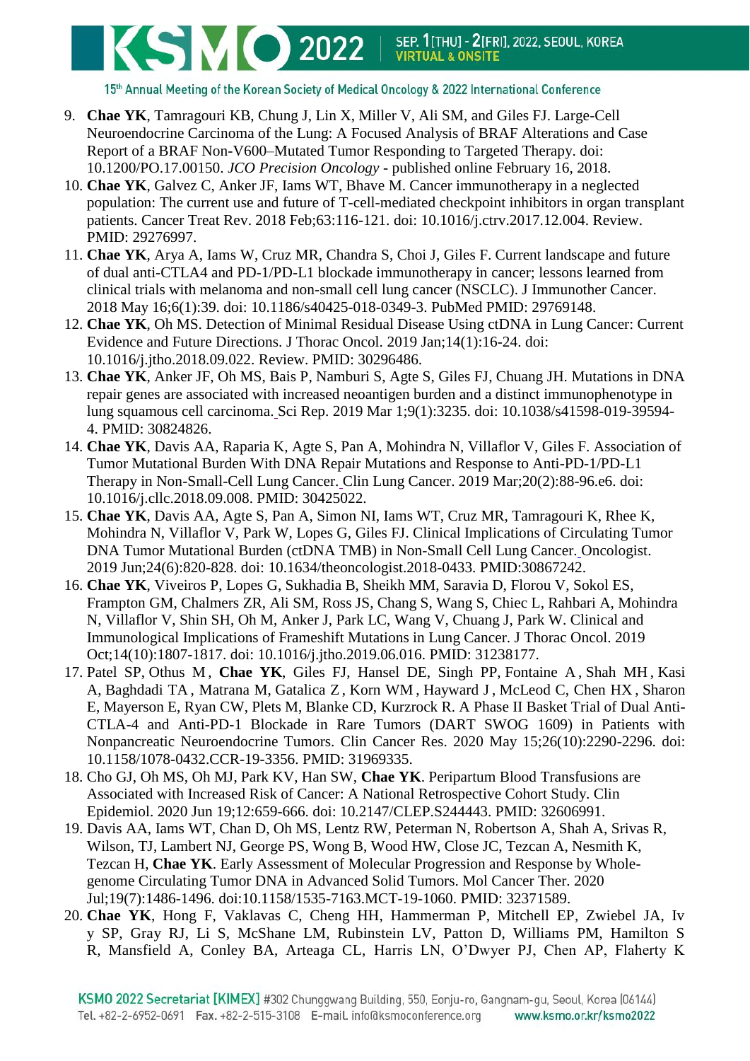9. **Chae YK**, Tamragouri KB, Chung J, Lin X, Miller V, Ali SM, and Giles FJ. Large-Cell Neuroendocrine Carcinoma of the Lung: A Focused Analysis of BRAF Alterations and Case Report of a BRAF Non-V600–Mutated Tumor Responding to Targeted Therapy. doi: 10.1200/PO.17.00150. *JCO Precision Oncology* - published online February 16, 2018.
10. **Chae YK**, Galvez C, Anker JF, Iams WT, Bhave M. Cancer immunotherapy in a neglected population: The current use and future of T-cell-mediated checkpoint inhibitors in organ transplant patients. Cancer Treat Rev. 2018 Feb;63:116-121. doi: 10.1016/j.ctrv.2017.12.004. Review. PMID: 29276997.
11. **Chae YK**, Arya A, Iams W, Cruz MR, Chandra S, Choi J, Giles F. Current landscape and future of dual anti-CTLA4 and PD-1/PD-L1 blockade immunotherapy in cancer; lessons learned from clinical trials with melanoma and non-small cell lung cancer (NSCLC). J Immunother Cancer. 2018 May 16;6(1):39. doi: 10.1186/s40425-018-0349-3. PubMed PMID: 29769148.
12. **Chae YK**, Oh MS. Detection of Minimal Residual Disease Using ctDNA in Lung Cancer: Current Evidence and Future Directions. J Thorac Oncol. 2019 Jan;14(1):16-24. doi: 10.1016/j.jtho.2018.09.022. Review. PMID: 30296486.
13. **Chae YK**, Anker JF, Oh MS, Bais P, Namburi S, Agte S, Giles FJ, Chuang JH. Mutations in DNA repair genes are associated with increased neoantigen burden and a distinct immunophenotype in lung squamous cell carcinoma. Sci Rep. 2019 Mar 1;9(1):3235. doi: 10.1038/s41598-019-39594-4. PMID: 30824826.
14. **Chae YK**, Davis AA, Raparia K, Agte S, Pan A, Mohindra N, Villaflor V, Giles F. Association of Tumor Mutational Burden With DNA Repair Mutations and Response to Anti-PD-1/PD-L1 Therapy in Non-Small-Cell Lung Cancer. Clin Lung Cancer. 2019 Mar;20(2):88-96.e6. doi: 10.1016/j.cllc.2018.09.008. PMID: 30425022.
15. **Chae YK**, Davis AA, Agte S, Pan A, Simon NI, Iams WT, Cruz MR, Tamragouri K, Rhee K, Mohindra N, Villaflor V, Park W, Lopes G, Giles FJ. Clinical Implications of Circulating Tumor DNA Tumor Mutational Burden (ctDNA TMB) in Non-Small Cell Lung Cancer. Oncologist. 2019 Jun;24(6):820-828. doi: 10.1634/theoncologist.2018-0433. PMID:30867242.
16. **Chae YK**, Viveiros P, Lopes G, Sukhadia B, Sheikh MM, Saravia D, Florou V, Sokol ES, Frampton GM, Chalmers ZR, Ali SM, Ross JS, Chang S, Wang S, Chiec L, Rahbari A, Mohindra N, Villaflor V, Shin SH, Oh M, Anker J, Park LC, Wang V, Chuang J, Park W. Clinical and Immunological Implications of Frameshift Mutations in Lung Cancer. J Thorac Oncol. 2019 Oct;14(10):1807-1817. doi: 10.1016/j.jtho.2019.06.016. PMID: 31238177.
17. Patel SP, Othus M, **Chae YK**, Giles FJ, Hansel DE, Singh PP, Fontaine A, Shah MH, Kasi A, Baghdadi TA, Matrana M, Gatalica Z, Korn WM, Hayward J, McLeod C, Chen HX, Sharon E, Mayerson E, Ryan CW, Plets M, Blanke CD, Kurzrock R. A Phase II Basket Trial of Dual Anti-CTLA-4 and Anti-PD-1 Blockade in Rare Tumors (DART SWOG 1609) in Patients with Nonpancreatic Neuroendocrine Tumors. Clin Cancer Res. 2020 May 15;26(10):2290-2296. doi: 10.1158/1078-0432.CCR-19-3356. PMID: 31969335.
18. Cho GJ, Oh MS, Oh MJ, Park KV, Han SW, **Chae YK**. Peripartum Blood Transfusions are Associated with Increased Risk of Cancer: A National Retrospective Cohort Study. Clin Epidemiol. 2020 Jun 19;12:659-666. doi: 10.2147/CLEP.S244443. PMID: 32606991.
19. Davis AA, Iams WT, Chan D, Oh MS, Lentz RW, Peterman N, Robertson A, Shah A, Srivas R, Wilson, TJ, Lambert NJ, George PS, Wong B, Wood HW, Close JC, Tezcan A, Nesmith K, Tezcan H, **Chae YK**. Early Assessment of Molecular Progression and Response by Whole-genome Circulating Tumor DNA in Advanced Solid Tumors. Mol Cancer Ther. 2020 Jul;19(7):1486-1496. doi:10.1158/1535-7163.MCT-19-1060. PMID: 32371589.
20. **Chae YK**, Hong F, Vaklavas C, Cheng HH, Hammerman P, Mitchell EP, Zwiebel JA, Ivy SP, Gray RJ, Li S, McShane LM, Rubinstein LV, Patton D, Williams PM, Hamilton SR, Mansfield A, Conley BA, Arteaga CL, Harris LN, O'Dwyer PJ, Chen AP, Flaherty K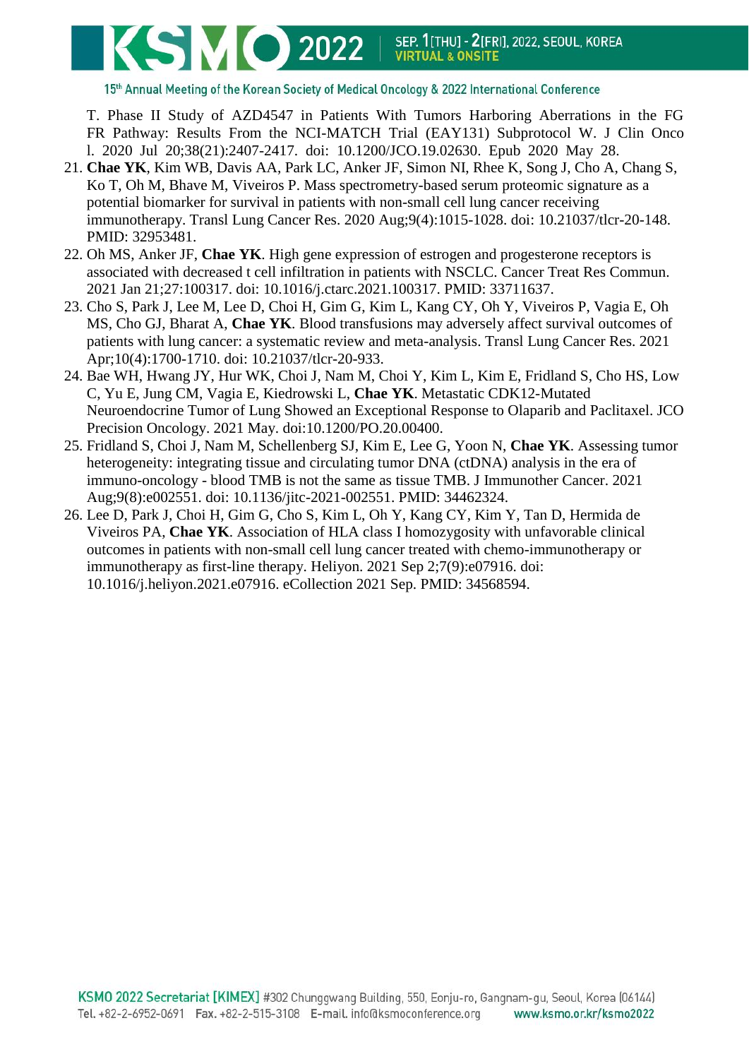T. Phase II Study of AZD4547 in Patients With Tumors Harboring Aberrations in the FG FR Pathway: Results From the NCI-MATCH Trial (EAY131) Subprotocol W. J Clin Onco l. 2020 Jul 20;38(21):2407-2417. doi: 10.1200/JCO.19.02630. Epub 2020 May 28.

21. **Chae YK**, Kim WB, Davis AA, Park LC, Anker JF, Simon NI, Rhee K, Song J, Cho A, Chang S, Ko T, Oh M, Bhave M, Viveiros P. Mass spectrometry-based serum proteomic signature as a potential biomarker for survival in patients with non-small cell lung cancer receiving immunotherapy. Transl Lung Cancer Res. 2020 Aug;9(4):1015-1028. doi: 10.21037/tlcr-20-148. PMID: 32953481.
22. Oh MS, Anker JF, **Chae YK**. High gene expression of estrogen and progesterone receptors is associated with decreased t cell infiltration in patients with NSCLC. Cancer Treat Res Commun. 2021 Jan 21;27:100317. doi: 10.1016/j.ctarc.2021.100317. PMID: 33711637.
23. Cho S, Park J, Lee M, Lee D, Choi H, Gim G, Kim L, Kang CY, Oh Y, Viveiros P, Vagia E, Oh MS, Cho GJ, Bharat A, **Chae YK**. Blood transfusions may adversely affect survival outcomes of patients with lung cancer: a systematic review and meta-analysis. Transl Lung Cancer Res. 2021 Apr;10(4):1700-1710. doi: 10.21037/tlcr-20-933.
24. Bae WH, Hwang JY, Hur WK, Choi J, Nam M, Choi Y, Kim L, Kim E, Fridland S, Cho HS, Low C, Yu E, Jung CM, Vagia E, Kiedrowski L, **Chae YK**. Metastatic CDK12-Mutated Neuroendocrine Tumor of Lung Showed an Exceptional Response to Olaparib and Paclitaxel. JCO Precision Oncology. 2021 May. doi:10.1200/PO.20.00400.
25. Fridland S, Choi J, Nam M, Schellenberg SJ, Kim E, Lee G, Yoon N, **Chae YK**. Assessing tumor heterogeneity: integrating tissue and circulating tumor DNA (ctDNA) analysis in the era of immuno-oncology - blood TMB is not the same as tissue TMB. J Immunother Cancer. 2021 Aug;9(8):e002551. doi: 10.1136/jitc-2021-002551. PMID: 34462324.
26. Lee D, Park J, Choi H, Gim G, Cho S, Kim L, Oh Y, Kang CY, Kim Y, Tan D, Hermida de Viveiros PA, **Chae YK**. Association of HLA class I homozygosity with unfavorable clinical outcomes in patients with non-small cell lung cancer treated with chemo-immunotherapy or immunotherapy as first-line therapy. Heliyon. 2021 Sep 2;7(9):e07916. doi: 10.1016/j.heliyon.2021.e07916. eCollection 2021 Sep. PMID: 34568594.